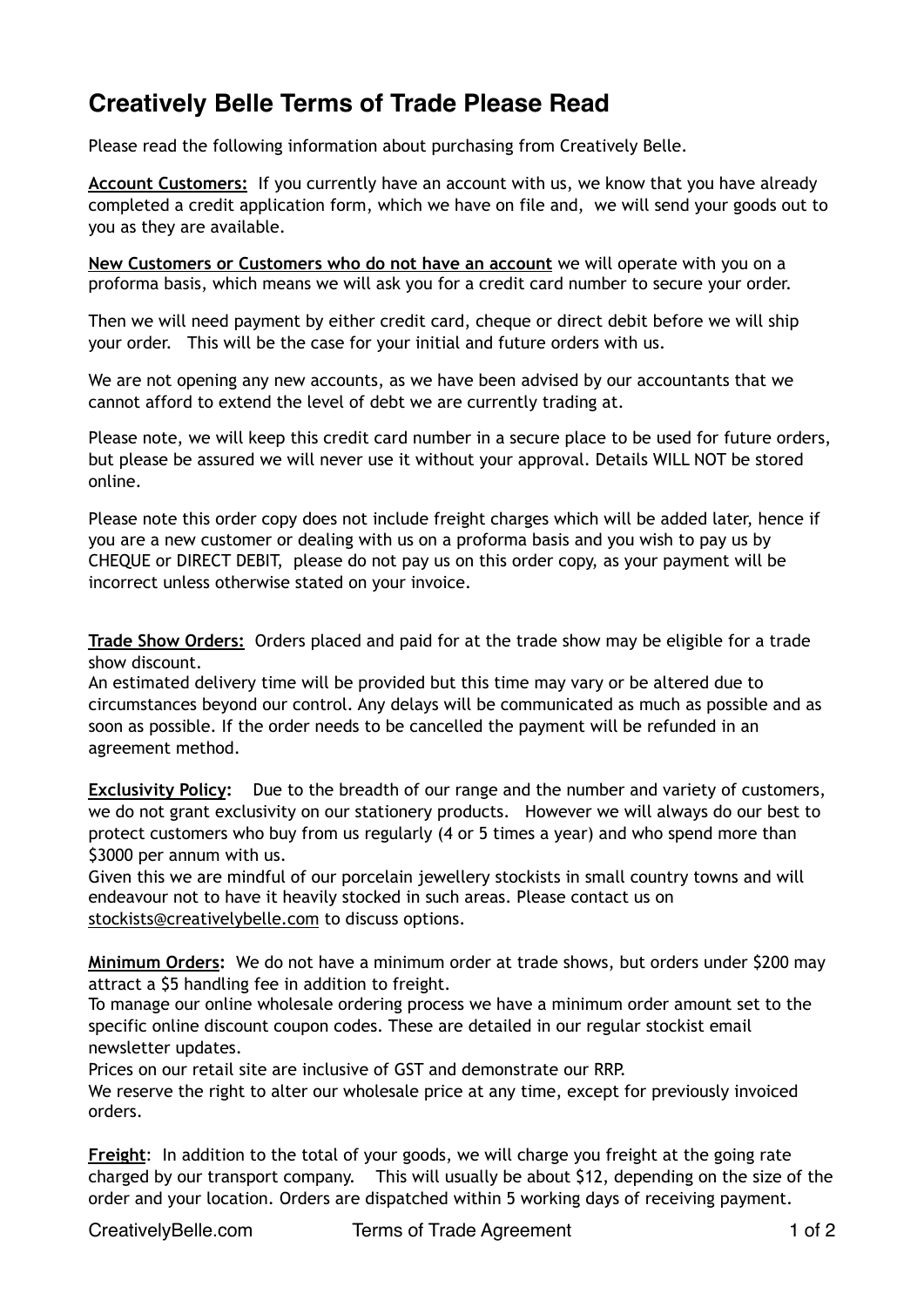# Creatively Belle Terms of Trade Please Read

Please read the following information about purchasing from Creatively Belle.

**Account Customers:** If you currently have an account with us, we know that you have already completed a credit application form, which we have on file and, we will send your goods out to you as they are available.

**New Customers or Customers who do not have an account** we will operate with you on a proforma basis, which means we will ask you for a credit card number to secure your order.

Then we will need payment by either credit card, cheque or direct debit before we will ship your order. This will be the case for your initial and future orders with us.

We are not opening any new accounts, as we have been advised by our accountants that we cannot afford to extend the level of debt we are currently trading at.

Please note, we will keep this credit card number in a secure place to be used for future orders, but please be assured we will never use it without your approval. Details WILL NOT be stored online.

Please note this order copy does not include freight charges which will be added later, hence if you are a new customer or dealing with us on a proforma basis and you wish to pay us by CHEQUE or DIRECT DEBIT, please do not pay us on this order copy, as your payment will be incorrect unless otherwise stated on your invoice.

**Trade Show Orders:** Orders placed and paid for at the trade show may be eligible for a trade show discount.
An estimated delivery time will be provided but this time may vary or be altered due to circumstances beyond our control. Any delays will be communicated as much as possible and as soon as possible. If the order needs to be cancelled the payment will be refunded in an agreement method.

**Exclusivity Policy:** Due to the breadth of our range and the number and variety of customers, we do not grant exclusivity on our stationery products. However we will always do our best to protect customers who buy from us regularly (4 or 5 times a year) and who spend more than $3000 per annum with us.
Given this we are mindful of our porcelain jewellery stockists in small country towns and will endeavour not to have it heavily stocked in such areas. Please contact us on stockists@creativelybelle.com to discuss options.

**Minimum Orders:** We do not have a minimum order at trade shows, but orders under $200 may attract a $5 handling fee in addition to freight.
To manage our online wholesale ordering process we have a minimum order amount set to the specific online discount coupon codes. These are detailed in our regular stockist email newsletter updates.
Prices on our retail site are inclusive of GST and demonstrate our RRP.
We reserve the right to alter our wholesale price at any time, except for previously invoiced orders.

**Freight**: In addition to the total of your goods, we will charge you freight at the going rate charged by our transport company. This will usually be about $12, depending on the size of the order and your location. Orders are dispatched within 5 working days of receiving payment.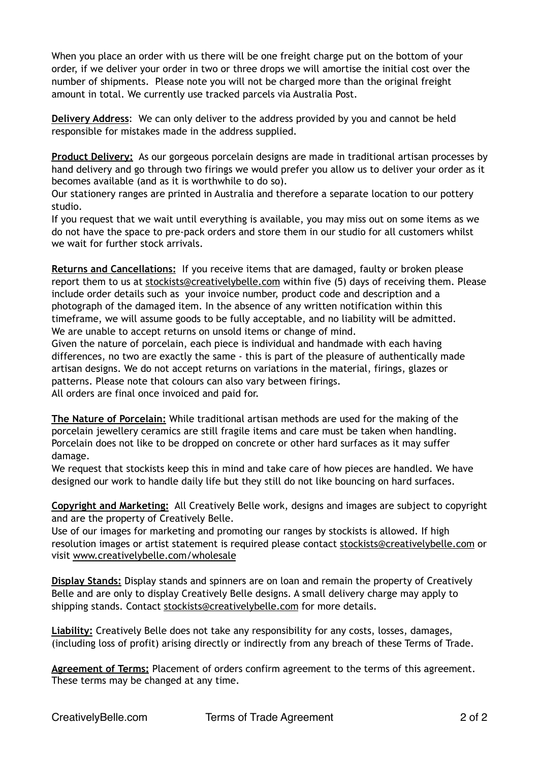When you place an order with us there will be one freight charge put on the bottom of your order, if we deliver your order in two or three drops we will amortise the initial cost over the number of shipments.  Please note you will not be charged more than the original freight amount in total. We currently use tracked parcels via Australia Post.

**Delivery Address**:  We can only deliver to the address provided by you and cannot be held responsible for mistakes made in the address supplied.

**Product Delivery:**  As our gorgeous porcelain designs are made in traditional artisan processes by hand delivery and go through two firings we would prefer you allow us to deliver your order as it becomes available (and as it is worthwhile to do so).
Our stationery ranges are printed in Australia and therefore a separate location to our pottery studio.
If you request that we wait until everything is available, you may miss out on some items as we do not have the space to pre-pack orders and store them in our studio for all customers whilst we wait for further stock arrivals.

**Returns and Cancellations:**  If you receive items that are damaged, faulty or broken please report them to us at stockists@creativelybelle.com within five (5) days of receiving them. Please include order details such as  your invoice number, product code and description and a photograph of the damaged item. In the absence of any written notification within this timeframe, we will assume goods to be fully acceptable, and no liability will be admitted.
We are unable to accept returns on unsold items or change of mind.
Given the nature of porcelain, each piece is individual and handmade with each having differences, no two are exactly the same - this is part of the pleasure of authentically made artisan designs. We do not accept returns on variations in the material, firings, glazes or patterns. Please note that colours can also vary between firings.
All orders are final once invoiced and paid for.

**The Nature of Porcelain:** While traditional artisan methods are used for the making of the porcelain jewellery ceramics are still fragile items and care must be taken when handling. Porcelain does not like to be dropped on concrete or other hard surfaces as it may suffer damage.
We request that stockists keep this in mind and take care of how pieces are handled. We have designed our work to handle daily life but they still do not like bouncing on hard surfaces.

**Copyright and Marketing:**  All Creatively Belle work, designs and images are subject to copyright and are the property of Creatively Belle.
Use of our images for marketing and promoting our ranges by stockists is allowed. If high resolution images or artist statement is required please contact stockists@creativelybelle.com or visit www.creativelybelle.com/wholesale

**Display Stands:** Display stands and spinners are on loan and remain the property of Creatively Belle and are only to display Creatively Belle designs. A small delivery charge may apply to shipping stands. Contact stockists@creativelybelle.com for more details.

**Liability:** Creatively Belle does not take any responsibility for any costs, losses, damages, (including loss of profit) arising directly or indirectly from any breach of these Terms of Trade.

**Agreement of Terms:** Placement of orders confirm agreement to the terms of this agreement. These terms may be changed at any time.